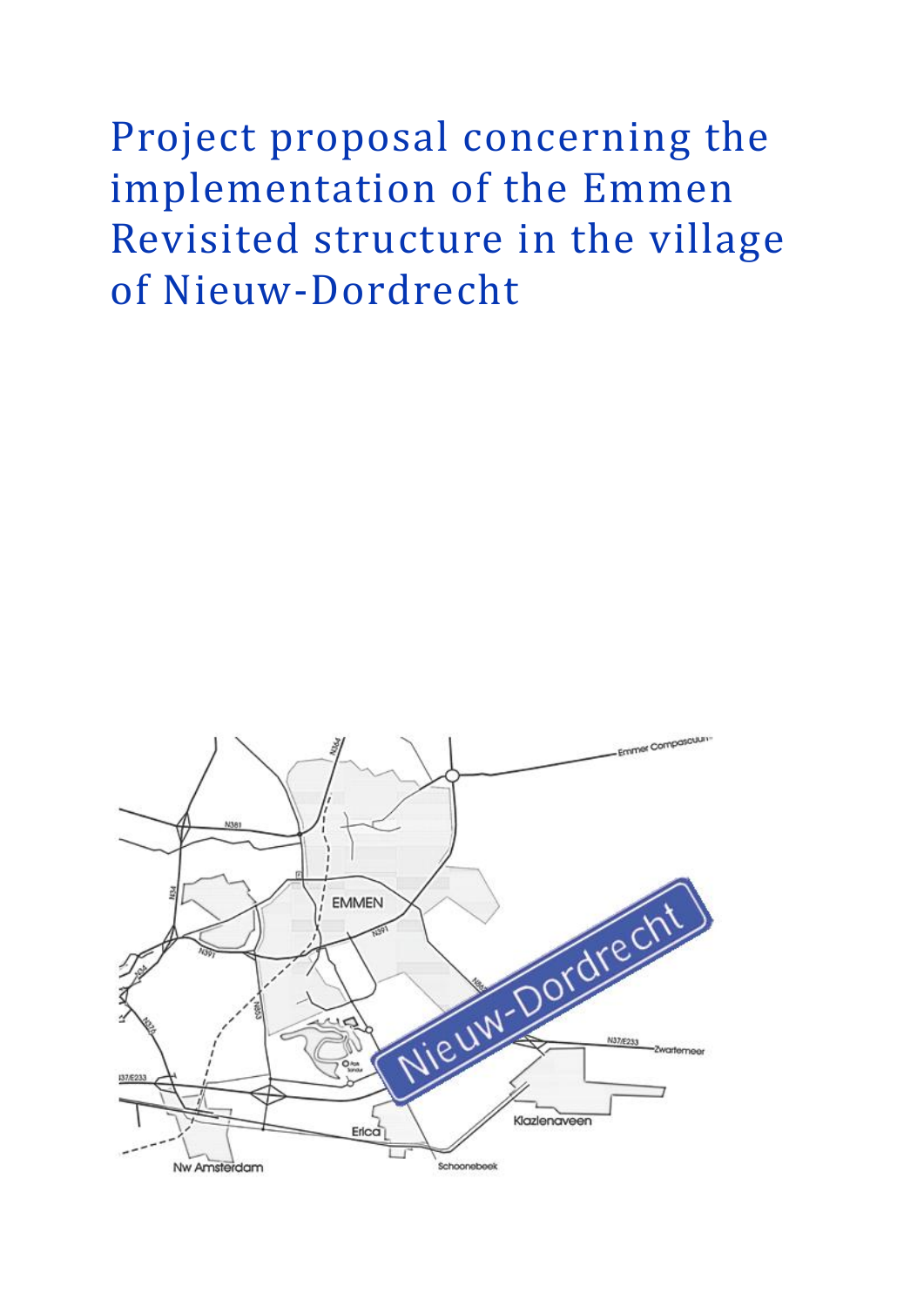# Project proposal concerning the implementation of the Emmen Revisited structure in the village of Nieuw-Dordrecht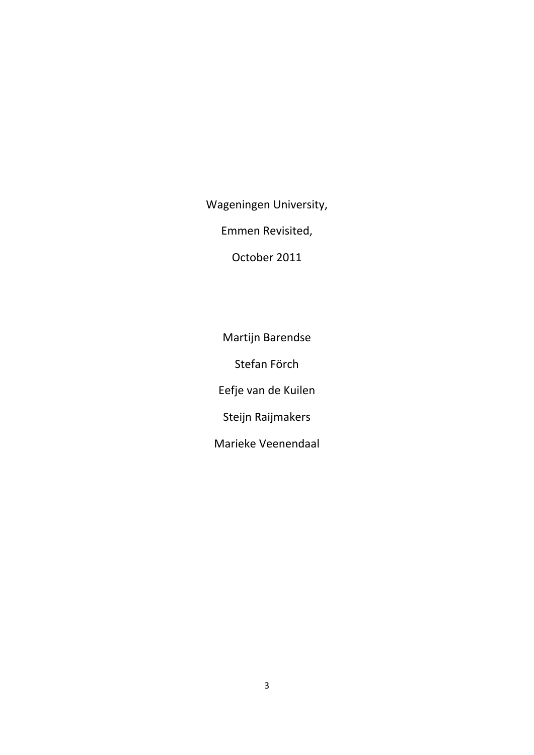Wageningen University,

Emmen Revisited,

October 2011

Martijn Barendse

Stefan Förch

Eefje van de Kuilen

Steijn Raijmakers

Marieke Veenendaal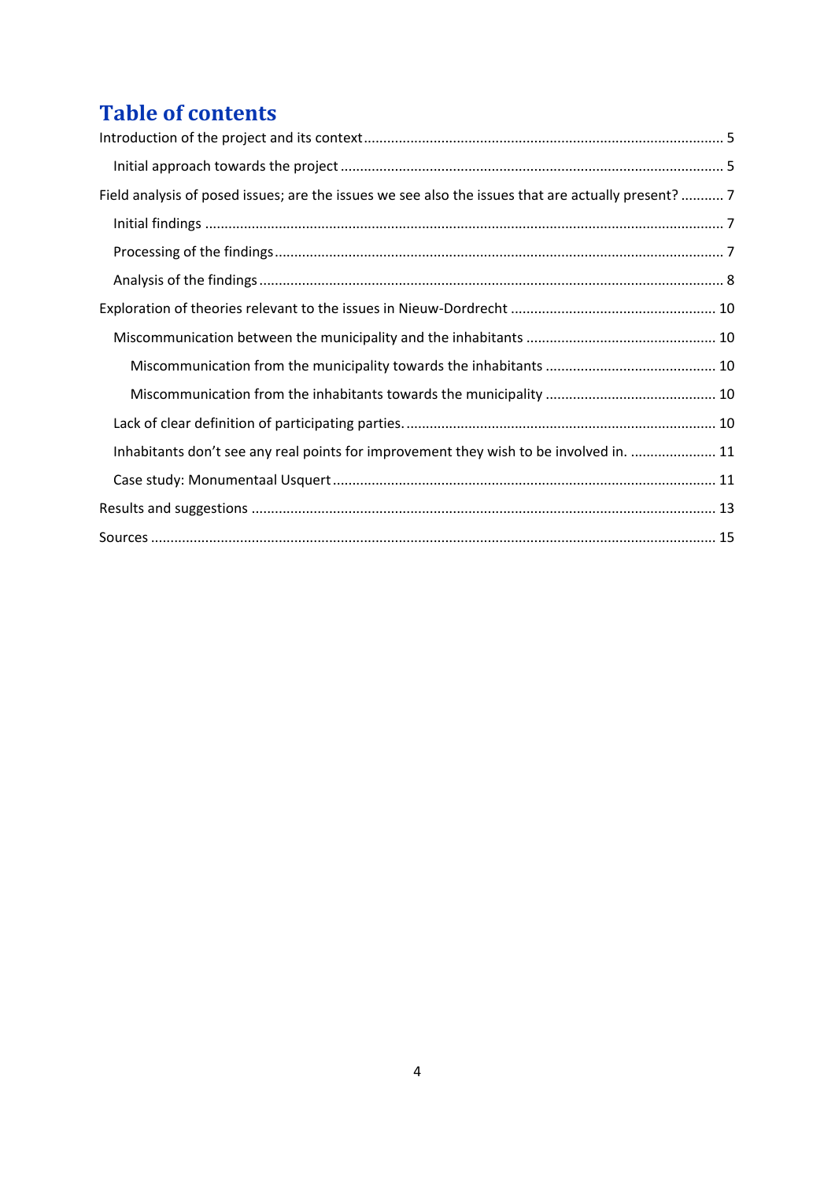# Table of contents

Introduction of the project and its context ........................................................................................ 5

- Initial approach towards the project ............................................................................................. 5

Field analysis of posed issues; are the issues we see also the issues that are actually present? ........... 7

- Initial findings .................................................................................................................................. 7
- Processing of the findings ................................................................................................................ 7
- Analysis of the findings .................................................................................................................... 8

Exploration of theories relevant to the issues in Nieuw-Dordrecht ..................................................... 10

- Miscommunication between the municipality and the inhabitants ................................................ 10
  - Miscommunication from the municipality towards the inhabitants ............................................ 10
  - Miscommunication from the inhabitants towards the municipality ............................................ 10
- Lack of clear definition of participating parties. ............................................................................... 10
- Inhabitants don't see any real points for improvement they wish to be involved in. ...................... 11
- Case study: Monumentaal Usquert .................................................................................................. 11

Results and suggestions ....................................................................................................................... 13

Sources ................................................................................................................................................. 15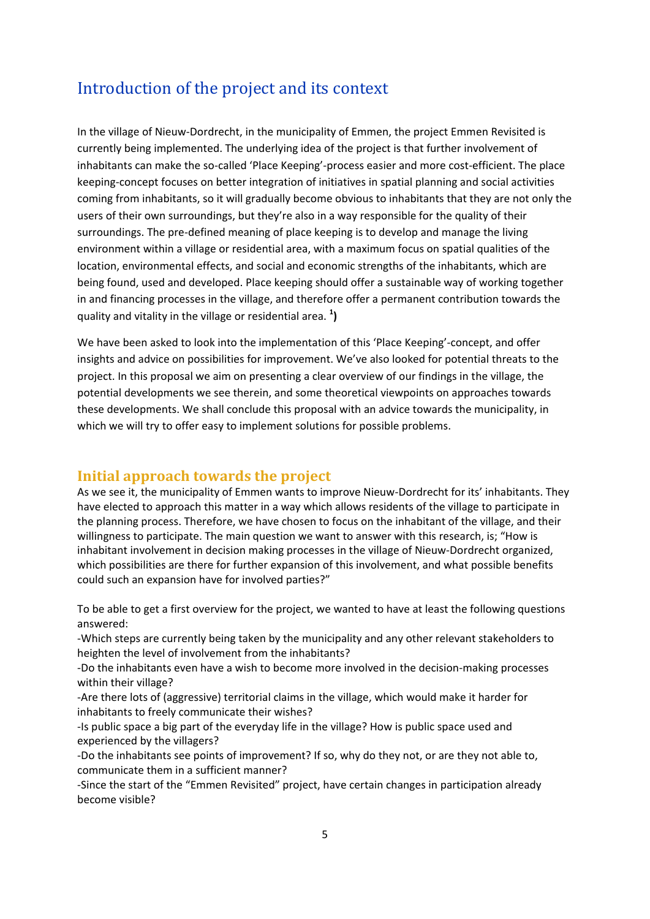## Introduction of the project and its context

In the village of Nieuw-Dordrecht, in the municipality of Emmen, the project Emmen Revisited is currently being implemented. The underlying idea of the project is that further involvement of inhabitants can make the so-called 'Place Keeping'-process easier and more cost-efficient. The place keeping-concept focuses on better integration of initiatives in spatial planning and social activities coming from inhabitants, so it will gradually become obvious to inhabitants that they are not only the users of their own surroundings, but they're also in a way responsible for the quality of their surroundings. The pre-defined meaning of place keeping is to develop and manage the living environment within a village or residential area, with a maximum focus on spatial qualities of the location, environmental effects, and social and economic strengths of the inhabitants, which are being found, used and developed. Place keeping should offer a sustainable way of working together in and financing processes in the village, and therefore offer a permanent contribution towards the quality and vitality in the village or residential area. [1]**)**

We have been asked to look into the implementation of this 'Place Keeping'-concept, and offer insights and advice on possibilities for improvement. We've also looked for potential threats to the project. In this proposal we aim on presenting a clear overview of our findings in the village, the potential developments we see therein, and some theoretical viewpoints on approaches towards these developments. We shall conclude this proposal with an advice towards the municipality, in which we will try to offer easy to implement solutions for possible problems.

## Initial approach towards the project

As we see it, the municipality of Emmen wants to improve Nieuw-Dordrecht for its' inhabitants. They have elected to approach this matter in a way which allows residents of the village to participate in the planning process. Therefore, we have chosen to focus on the inhabitant of the village, and their willingness to participate. The main question we want to answer with this research, is; "How is inhabitant involvement in decision making processes in the village of Nieuw-Dordrecht organized, which possibilities are there for further expansion of this involvement, and what possible benefits could such an expansion have for involved parties?"

To be able to get a first overview for the project, we wanted to have at least the following questions answered:

-Which steps are currently being taken by the municipality and any other relevant stakeholders to heighten the level of involvement from the inhabitants?

-Do the inhabitants even have a wish to become more involved in the decision-making processes within their village?

-Are there lots of (aggressive) territorial claims in the village, which would make it harder for inhabitants to freely communicate their wishes?

-Is public space a big part of the everyday life in the village? How is public space used and experienced by the villagers?

-Do the inhabitants see points of improvement? If so, why do they not, or are they not able to, communicate them in a sufficient manner?

-Since the start of the "Emmen Revisited" project, have certain changes in participation already become visible?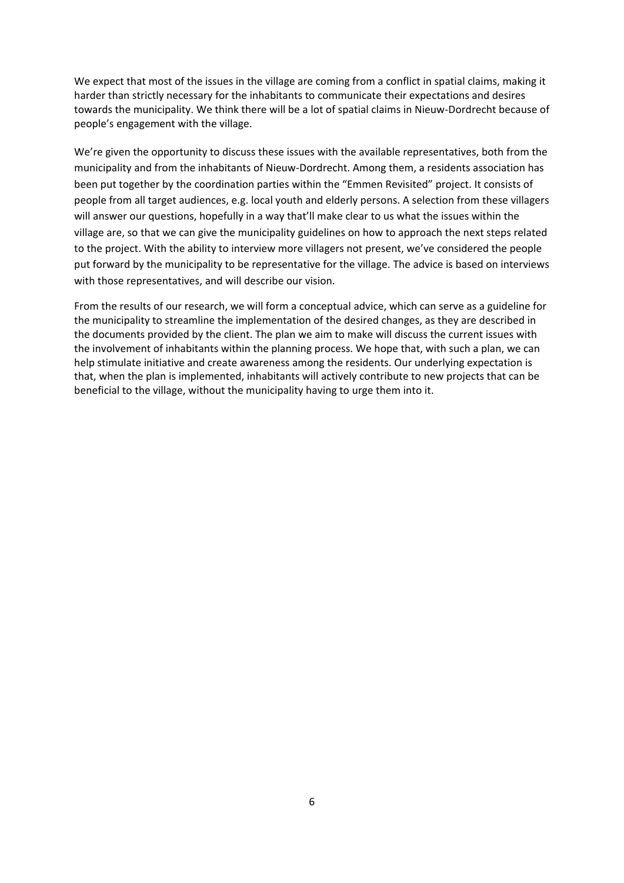We expect that most of the issues in the village are coming from a conflict in spatial claims, making it harder than strictly necessary for the inhabitants to communicate their expectations and desires towards the municipality. We think there will be a lot of spatial claims in Nieuw-Dordrecht because of people's engagement with the village.

We're given the opportunity to discuss these issues with the available representatives, both from the municipality and from the inhabitants of Nieuw-Dordrecht. Among them, a residents association has been put together by the coordination parties within the "Emmen Revisited" project. It consists of people from all target audiences, e.g. local youth and elderly persons. A selection from these villagers will answer our questions, hopefully in a way that'll make clear to us what the issues within the village are, so that we can give the municipality guidelines on how to approach the next steps related to the project. With the ability to interview more villagers not present, we've considered the people put forward by the municipality to be representative for the village. The advice is based on interviews with those representatives, and will describe our vision.

From the results of our research, we will form a conceptual advice, which can serve as a guideline for the municipality to streamline the implementation of the desired changes, as they are described in the documents provided by the client. The plan we aim to make will discuss the current issues with the involvement of inhabitants within the planning process. We hope that, with such a plan, we can help stimulate initiative and create awareness among the residents. Our underlying expectation is that, when the plan is implemented, inhabitants will actively contribute to new projects that can be beneficial to the village, without the municipality having to urge them into it.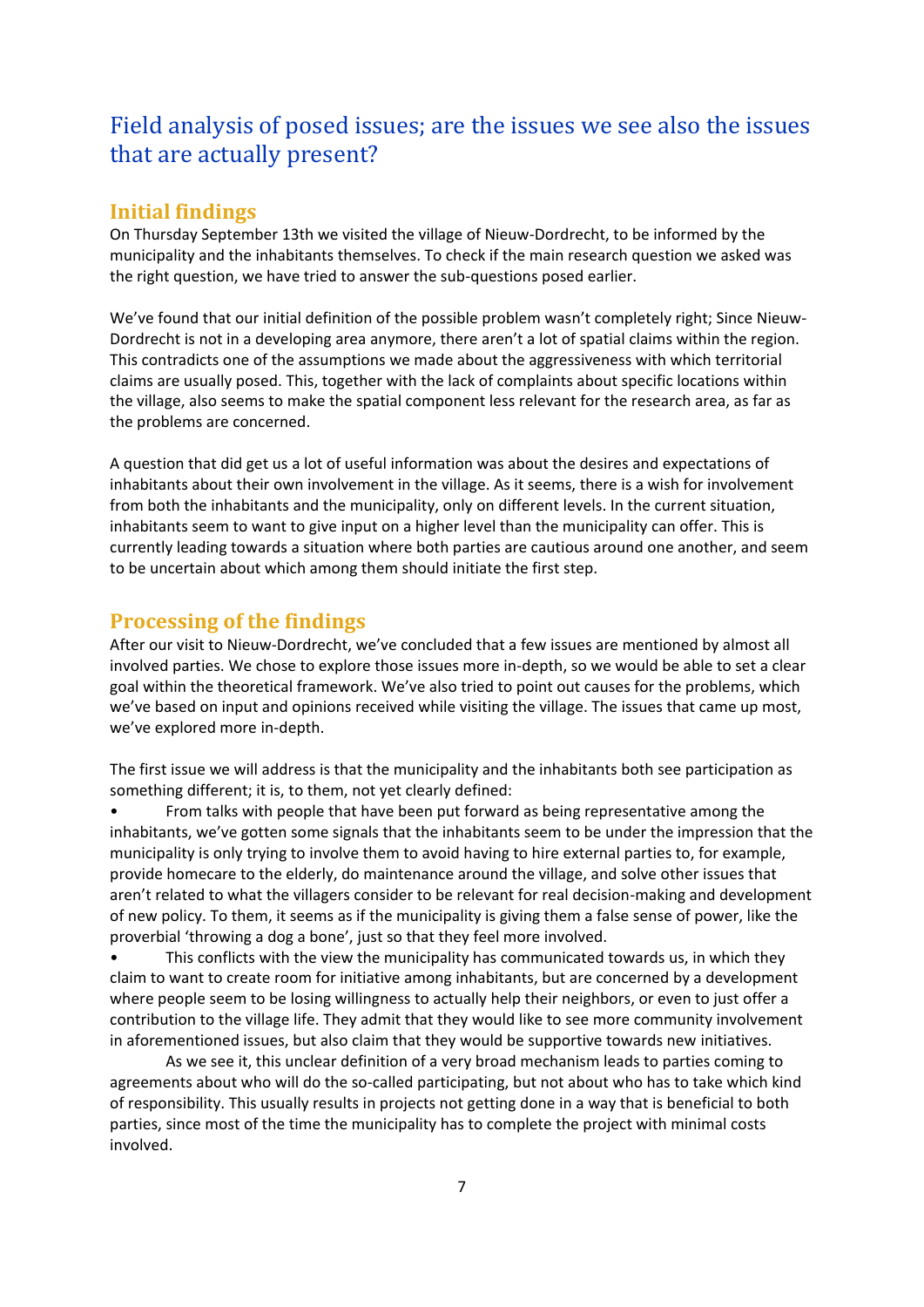# Field analysis of posed issues; are the issues we see also the issues that are actually present?

## Initial findings

On Thursday September 13th we visited the village of Nieuw-Dordrecht, to be informed by the municipality and the inhabitants themselves. To check if the main research question we asked was the right question, we have tried to answer the sub-questions posed earlier.

We've found that our initial definition of the possible problem wasn't completely right; Since Nieuw-Dordrecht is not in a developing area anymore, there aren't a lot of spatial claims within the region. This contradicts one of the assumptions we made about the aggressiveness with which territorial claims are usually posed. This, together with the lack of complaints about specific locations within the village, also seems to make the spatial component less relevant for the research area, as far as the problems are concerned.

A question that did get us a lot of useful information was about the desires and expectations of inhabitants about their own involvement in the village. As it seems, there is a wish for involvement from both the inhabitants and the municipality, only on different levels. In the current situation, inhabitants seem to want to give input on a higher level than the municipality can offer. This is currently leading towards a situation where both parties are cautious around one another, and seem to be uncertain about which among them should initiate the first step.

## Processing of the findings

After our visit to Nieuw-Dordrecht, we've concluded that a few issues are mentioned by almost all involved parties. We chose to explore those issues more in-depth, so we would be able to set a clear goal within the theoretical framework. We've also tried to point out causes for the problems, which we've based on input and opinions received while visiting the village. The issues that came up most, we've explored more in-depth.

The first issue we will address is that the municipality and the inhabitants both see participation as something different; it is, to them, not yet clearly defined:

- From talks with people that have been put forward as being representative among the inhabitants, we've gotten some signals that the inhabitants seem to be under the impression that the municipality is only trying to involve them to avoid having to hire external parties to, for example, provide homecare to the elderly, do maintenance around the village, and solve other issues that aren't related to what the villagers consider to be relevant for real decision-making and development of new policy. To them, it seems as if the municipality is giving them a false sense of power, like the proverbial 'throwing a dog a bone', just so that they feel more involved.
- This conflicts with the view the municipality has communicated towards us, in which they claim to want to create room for initiative among inhabitants, but are concerned by a development where people seem to be losing willingness to actually help their neighbors, or even to just offer a contribution to the village life. They admit that they would like to see more community involvement in aforementioned issues, but also claim that they would be supportive towards new initiatives.

As we see it, this unclear definition of a very broad mechanism leads to parties coming to agreements about who will do the so-called participating, but not about who has to take which kind of responsibility. This usually results in projects not getting done in a way that is beneficial to both parties, since most of the time the municipality has to complete the project with minimal costs involved.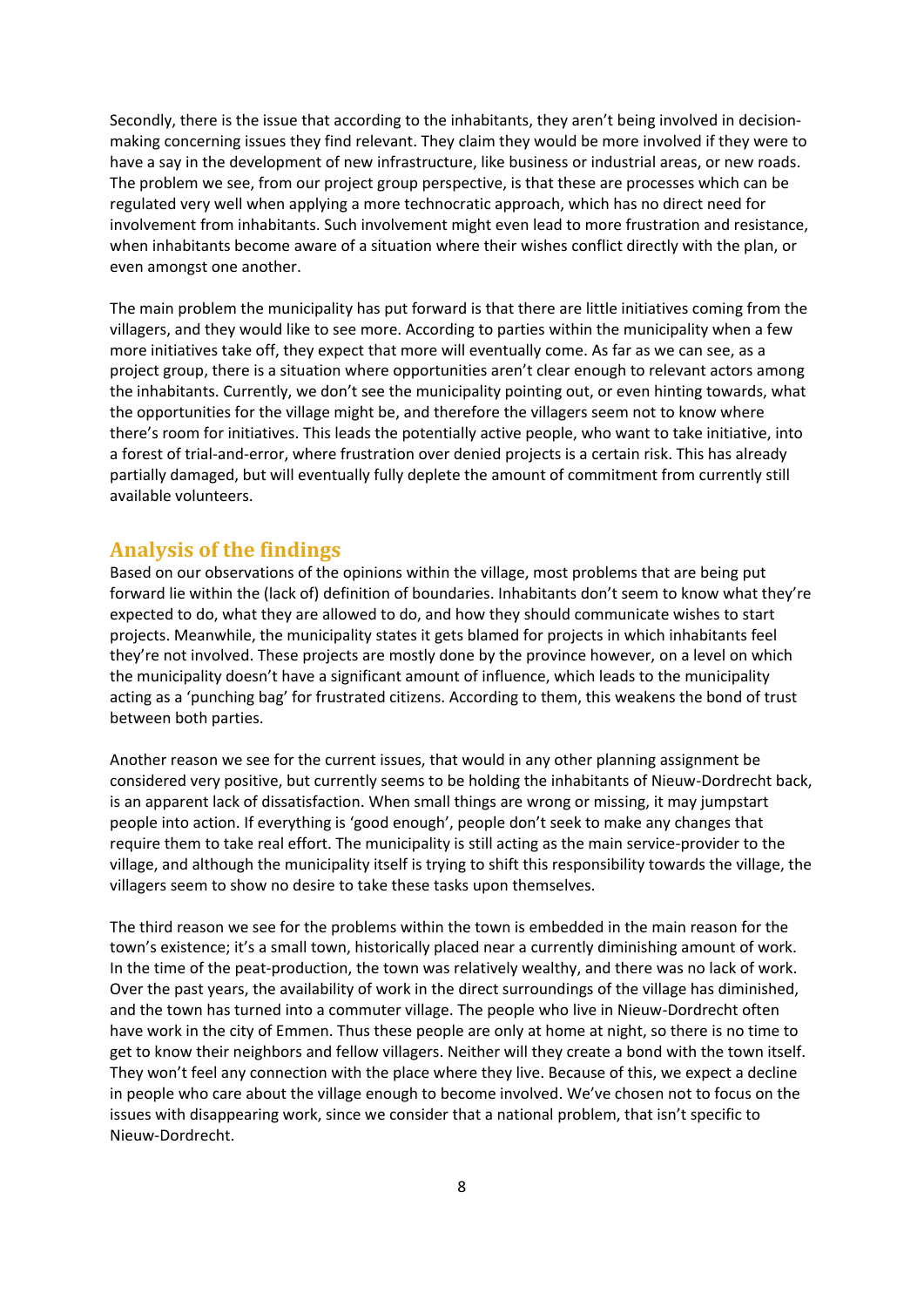Secondly, there is the issue that according to the inhabitants, they aren't being involved in decision-making concerning issues they find relevant. They claim they would be more involved if they were to have a say in the development of new infrastructure, like business or industrial areas, or new roads. The problem we see, from our project group perspective, is that these are processes which can be regulated very well when applying a more technocratic approach, which has no direct need for involvement from inhabitants. Such involvement might even lead to more frustration and resistance, when inhabitants become aware of a situation where their wishes conflict directly with the plan, or even amongst one another.

The main problem the municipality has put forward is that there are little initiatives coming from the villagers, and they would like to see more. According to parties within the municipality when a few more initiatives take off, they expect that more will eventually come. As far as we can see, as a project group, there is a situation where opportunities aren't clear enough to relevant actors among the inhabitants. Currently, we don't see the municipality pointing out, or even hinting towards, what the opportunities for the village might be, and therefore the villagers seem not to know where there's room for initiatives. This leads the potentially active people, who want to take initiative, into a forest of trial-and-error, where frustration over denied projects is a certain risk. This has already partially damaged, but will eventually fully deplete the amount of commitment from currently still available volunteers.

## Analysis of the findings

Based on our observations of the opinions within the village, most problems that are being put forward lie within the (lack of) definition of boundaries. Inhabitants don't seem to know what they're expected to do, what they are allowed to do, and how they should communicate wishes to start projects. Meanwhile, the municipality states it gets blamed for projects in which inhabitants feel they're not involved. These projects are mostly done by the province however, on a level on which the municipality doesn't have a significant amount of influence, which leads to the municipality acting as a 'punching bag' for frustrated citizens. According to them, this weakens the bond of trust between both parties.

Another reason we see for the current issues, that would in any other planning assignment be considered very positive, but currently seems to be holding the inhabitants of Nieuw-Dordrecht back, is an apparent lack of dissatisfaction. When small things are wrong or missing, it may jumpstart people into action. If everything is 'good enough', people don't seek to make any changes that require them to take real effort. The municipality is still acting as the main service-provider to the village, and although the municipality itself is trying to shift this responsibility towards the village, the villagers seem to show no desire to take these tasks upon themselves.

The third reason we see for the problems within the town is embedded in the main reason for the town's existence; it's a small town, historically placed near a currently diminishing amount of work. In the time of the peat-production, the town was relatively wealthy, and there was no lack of work. Over the past years, the availability of work in the direct surroundings of the village has diminished, and the town has turned into a commuter village. The people who live in Nieuw-Dordrecht often have work in the city of Emmen. Thus these people are only at home at night, so there is no time to get to know their neighbors and fellow villagers. Neither will they create a bond with the town itself. They won't feel any connection with the place where they live. Because of this, we expect a decline in people who care about the village enough to become involved. We've chosen not to focus on the issues with disappearing work, since we consider that a national problem, that isn't specific to Nieuw-Dordrecht.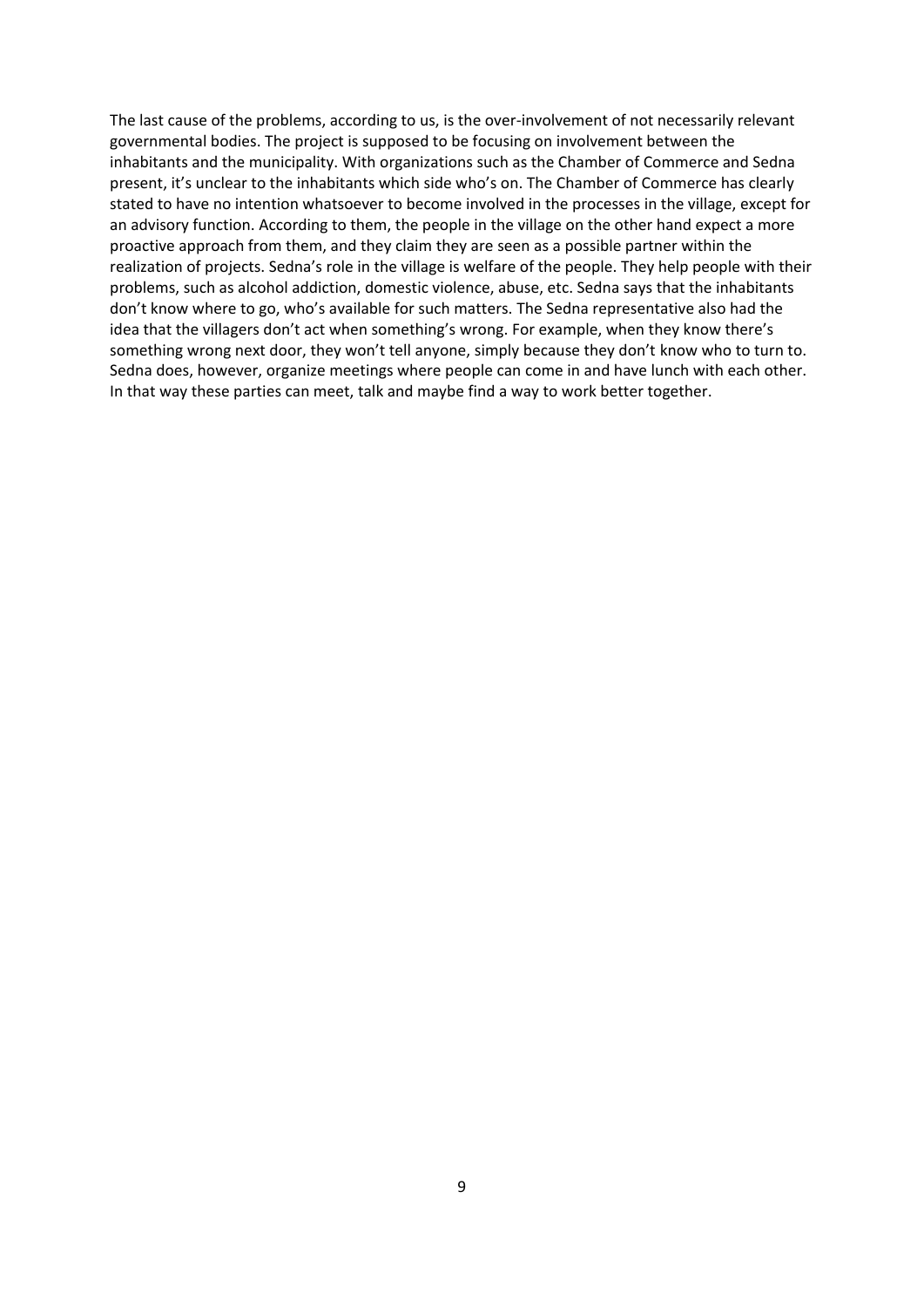The last cause of the problems, according to us, is the over-involvement of not necessarily relevant governmental bodies. The project is supposed to be focusing on involvement between the inhabitants and the municipality. With organizations such as the Chamber of Commerce and Sedna present, it's unclear to the inhabitants which side who's on. The Chamber of Commerce has clearly stated to have no intention whatsoever to become involved in the processes in the village, except for an advisory function. According to them, the people in the village on the other hand expect a more proactive approach from them, and they claim they are seen as a possible partner within the realization of projects. Sedna's role in the village is welfare of the people. They help people with their problems, such as alcohol addiction, domestic violence, abuse, etc. Sedna says that the inhabitants don't know where to go, who's available for such matters. The Sedna representative also had the idea that the villagers don't act when something's wrong. For example, when they know there's something wrong next door, they won't tell anyone, simply because they don't know who to turn to. Sedna does, however, organize meetings where people can come in and have lunch with each other. In that way these parties can meet, talk and maybe find a way to work better together.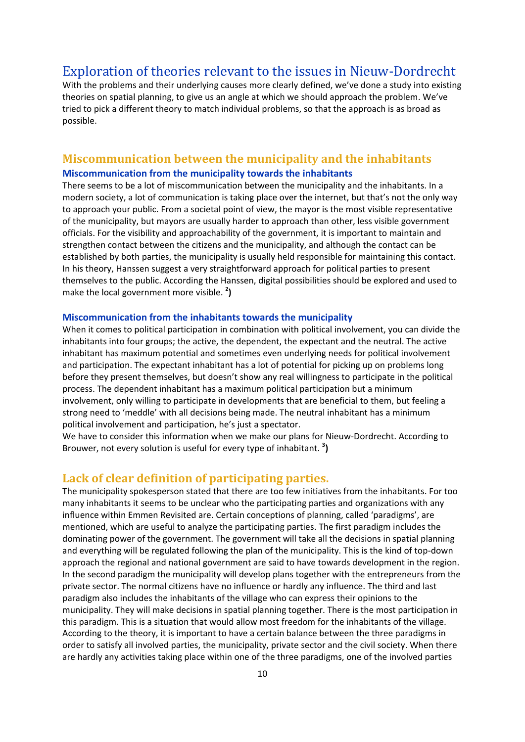# Exploration of theories relevant to the issues in Nieuw-Dordrecht

With the problems and their underlying causes more clearly defined, we've done a study into existing theories on spatial planning, to give us an angle at which we should approach the problem. We've tried to pick a different theory to match individual problems, so that the approach is as broad as possible.

## Miscommunication between the municipality and the inhabitants

### Miscommunication from the municipality towards the inhabitants

There seems to be a lot of miscommunication between the municipality and the inhabitants. In a modern society, a lot of communication is taking place over the internet, but that's not the only way to approach your public. From a societal point of view, the mayor is the most visible representative of the municipality, but mayors are usually harder to approach than other, less visible government officials. For the visibility and approachability of the government, it is important to maintain and strengthen contact between the citizens and the municipality, and although the contact can be established by both parties, the municipality is usually held responsible for maintaining this contact. In his theory, Hanssen suggest a very straightforward approach for political parties to present themselves to the public. According the Hanssen, digital possibilities should be explored and used to make the local government more visible. [2])

### Miscommunication from the inhabitants towards the municipality

When it comes to political participation in combination with political involvement, you can divide the inhabitants into four groups; the active, the dependent, the expectant and the neutral. The active inhabitant has maximum potential and sometimes even underlying needs for political involvement and participation. The expectant inhabitant has a lot of potential for picking up on problems long before they present themselves, but doesn't show any real willingness to participate in the political process. The dependent inhabitant has a maximum political participation but a minimum involvement, only willing to participate in developments that are beneficial to them, but feeling a strong need to 'meddle' with all decisions being made. The neutral inhabitant has a minimum political involvement and participation, he's just a spectator.
We have to consider this information when we make our plans for Nieuw-Dordrecht. According to Brouwer, not every solution is useful for every type of inhabitant. [3])

## Lack of clear definition of participating parties.

The municipality spokesperson stated that there are too few initiatives from the inhabitants. For too many inhabitants it seems to be unclear who the participating parties and organizations with any influence within Emmen Revisited are. Certain conceptions of planning, called 'paradigms', are mentioned, which are useful to analyze the participating parties. The first paradigm includes the dominating power of the government. The government will take all the decisions in spatial planning and everything will be regulated following the plan of the municipality. This is the kind of top-down approach the regional and national government are said to have towards development in the region. In the second paradigm the municipality will develop plans together with the entrepreneurs from the private sector. The normal citizens have no influence or hardly any influence. The third and last paradigm also includes the inhabitants of the village who can express their opinions to the municipality. They will make decisions in spatial planning together. There is the most participation in this paradigm. This is a situation that would allow most freedom for the inhabitants of the village. According to the theory, it is important to have a certain balance between the three paradigms in order to satisfy all involved parties, the municipality, private sector and the civil society. When there are hardly any activities taking place within one of the three paradigms, one of the involved parties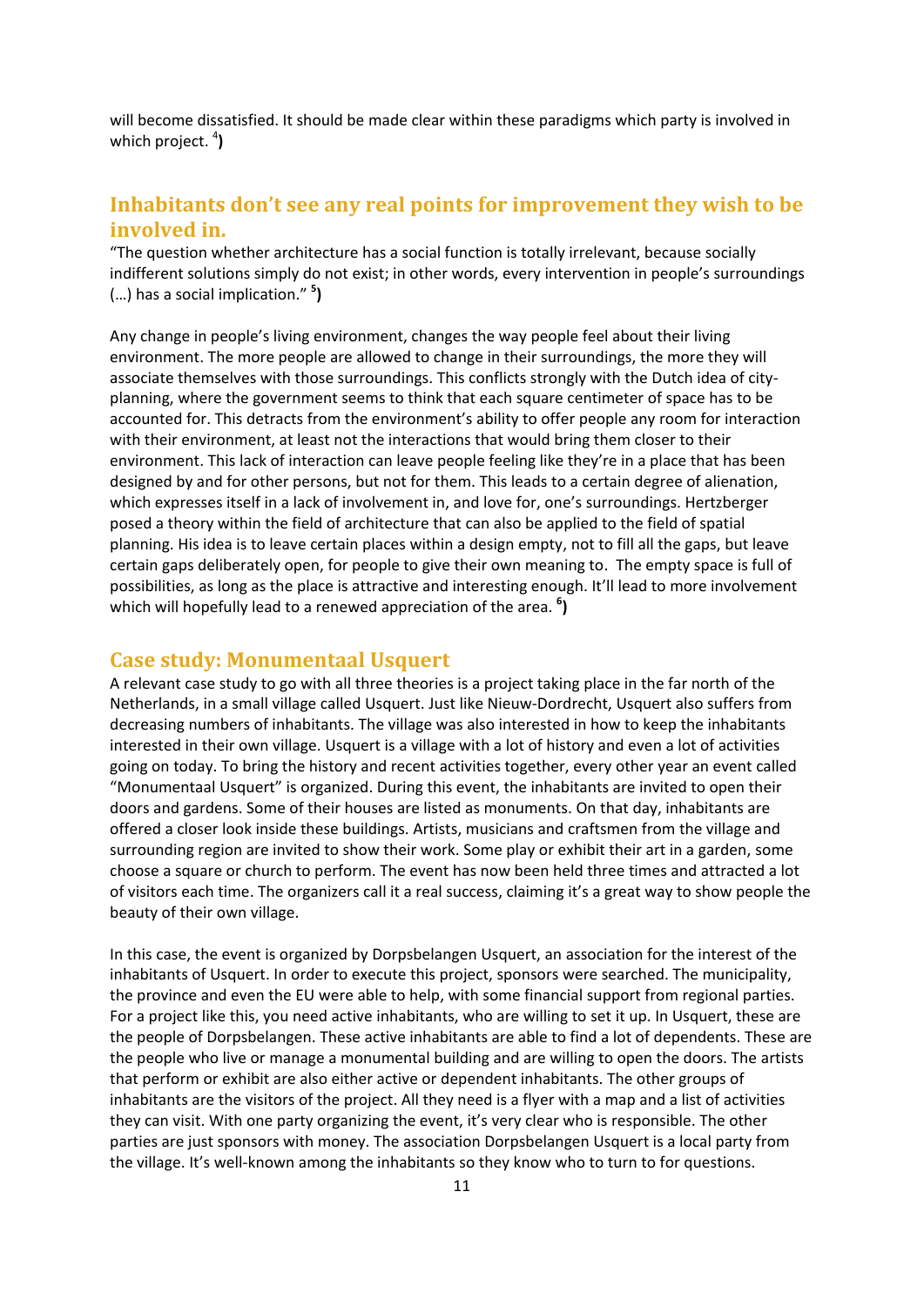will become dissatisfied. It should be made clear within these paradigms which party is involved in which project. [4])

## Inhabitants don't see any real points for improvement they wish to be involved in.

"The question whether architecture has a social function is totally irrelevant, because socially indifferent solutions simply do not exist; in other words, every intervention in people's surroundings (…) has a social implication." [5])

Any change in people's living environment, changes the way people feel about their living environment. The more people are allowed to change in their surroundings, the more they will associate themselves with those surroundings. This conflicts strongly with the Dutch idea of city-planning, where the government seems to think that each square centimeter of space has to be accounted for. This detracts from the environment's ability to offer people any room for interaction with their environment, at least not the interactions that would bring them closer to their environment. This lack of interaction can leave people feeling like they're in a place that has been designed by and for other persons, but not for them. This leads to a certain degree of alienation, which expresses itself in a lack of involvement in, and love for, one's surroundings. Hertzberger posed a theory within the field of architecture that can also be applied to the field of spatial planning. His idea is to leave certain places within a design empty, not to fill all the gaps, but leave certain gaps deliberately open, for people to give their own meaning to. The empty space is full of possibilities, as long as the place is attractive and interesting enough. It'll lead to more involvement which will hopefully lead to a renewed appreciation of the area. [6])

## Case study: Monumentaal Usquert

A relevant case study to go with all three theories is a project taking place in the far north of the Netherlands, in a small village called Usquert. Just like Nieuw-Dordrecht, Usquert also suffers from decreasing numbers of inhabitants. The village was also interested in how to keep the inhabitants interested in their own village. Usquert is a village with a lot of history and even a lot of activities going on today. To bring the history and recent activities together, every other year an event called "Monumentaal Usquert" is organized. During this event, the inhabitants are invited to open their doors and gardens. Some of their houses are listed as monuments. On that day, inhabitants are offered a closer look inside these buildings. Artists, musicians and craftsmen from the village and surrounding region are invited to show their work. Some play or exhibit their art in a garden, some choose a square or church to perform. The event has now been held three times and attracted a lot of visitors each time. The organizers call it a real success, claiming it's a great way to show people the beauty of their own village.

In this case, the event is organized by Dorpsbelangen Usquert, an association for the interest of the inhabitants of Usquert. In order to execute this project, sponsors were searched. The municipality, the province and even the EU were able to help, with some financial support from regional parties. For a project like this, you need active inhabitants, who are willing to set it up. In Usquert, these are the people of Dorpsbelangen. These active inhabitants are able to find a lot of dependents. These are the people who live or manage a monumental building and are willing to open the doors. The artists that perform or exhibit are also either active or dependent inhabitants. The other groups of inhabitants are the visitors of the project. All they need is a flyer with a map and a list of activities they can visit. With one party organizing the event, it's very clear who is responsible. The other parties are just sponsors with money. The association Dorpsbelangen Usquert is a local party from the village. It's well-known among the inhabitants so they know who to turn to for questions.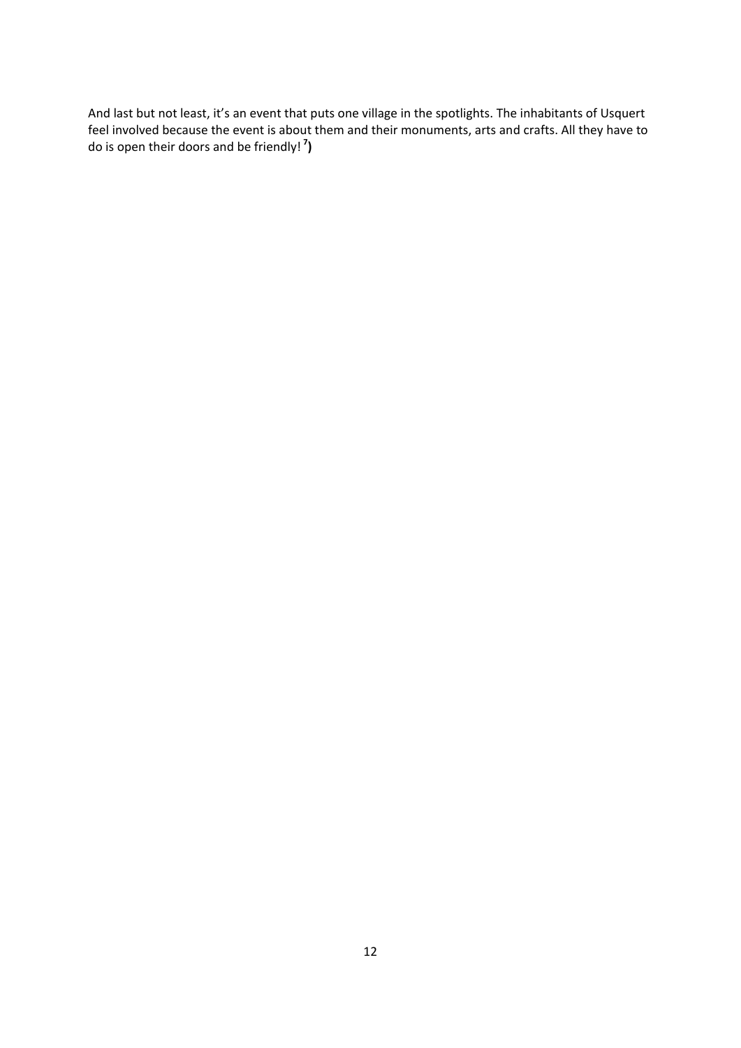And last but not least, it's an event that puts one village in the spotlights. The inhabitants of Usquert feel involved because the event is about them and their monuments, arts and crafts. All they have to do is open their doors and be friendly! [7])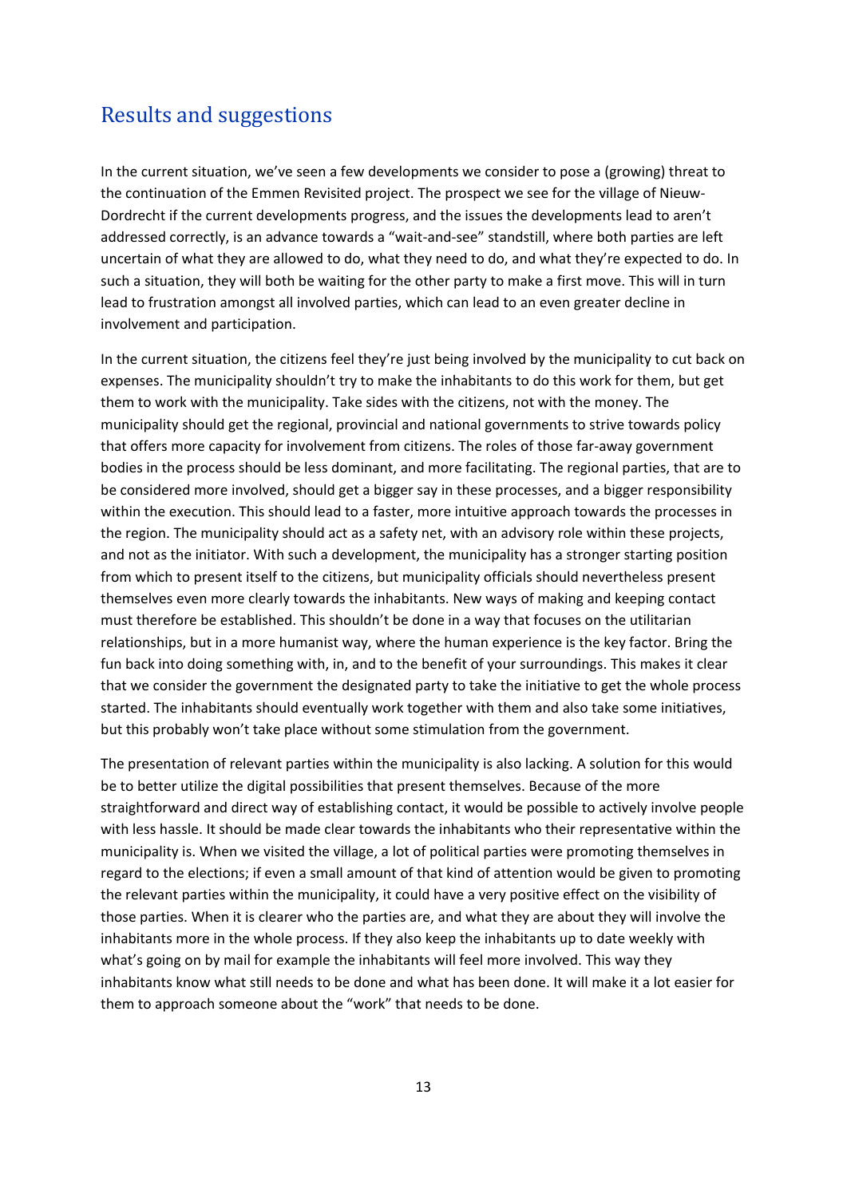## Results and suggestions

In the current situation, we've seen a few developments we consider to pose a (growing) threat to the continuation of the Emmen Revisited project. The prospect we see for the village of Nieuw-Dordrecht if the current developments progress, and the issues the developments lead to aren't addressed correctly, is an advance towards a "wait-and-see" standstill, where both parties are left uncertain of what they are allowed to do, what they need to do, and what they're expected to do. In such a situation, they will both be waiting for the other party to make a first move. This will in turn lead to frustration amongst all involved parties, which can lead to an even greater decline in involvement and participation.

In the current situation, the citizens feel they're just being involved by the municipality to cut back on expenses. The municipality shouldn't try to make the inhabitants to do this work for them, but get them to work with the municipality. Take sides with the citizens, not with the money. The municipality should get the regional, provincial and national governments to strive towards policy that offers more capacity for involvement from citizens. The roles of those far-away government bodies in the process should be less dominant, and more facilitating. The regional parties, that are to be considered more involved, should get a bigger say in these processes, and a bigger responsibility within the execution. This should lead to a faster, more intuitive approach towards the processes in the region. The municipality should act as a safety net, with an advisory role within these projects, and not as the initiator. With such a development, the municipality has a stronger starting position from which to present itself to the citizens, but municipality officials should nevertheless present themselves even more clearly towards the inhabitants. New ways of making and keeping contact must therefore be established. This shouldn't be done in a way that focuses on the utilitarian relationships, but in a more humanist way, where the human experience is the key factor. Bring the fun back into doing something with, in, and to the benefit of your surroundings. This makes it clear that we consider the government the designated party to take the initiative to get the whole process started. The inhabitants should eventually work together with them and also take some initiatives, but this probably won't take place without some stimulation from the government.

The presentation of relevant parties within the municipality is also lacking. A solution for this would be to better utilize the digital possibilities that present themselves. Because of the more straightforward and direct way of establishing contact, it would be possible to actively involve people with less hassle. It should be made clear towards the inhabitants who their representative within the municipality is. When we visited the village, a lot of political parties were promoting themselves in regard to the elections; if even a small amount of that kind of attention would be given to promoting the relevant parties within the municipality, it could have a very positive effect on the visibility of those parties. When it is clearer who the parties are, and what they are about they will involve the inhabitants more in the whole process. If they also keep the inhabitants up to date weekly with what's going on by mail for example the inhabitants will feel more involved. This way they inhabitants know what still needs to be done and what has been done. It will make it a lot easier for them to approach someone about the "work" that needs to be done.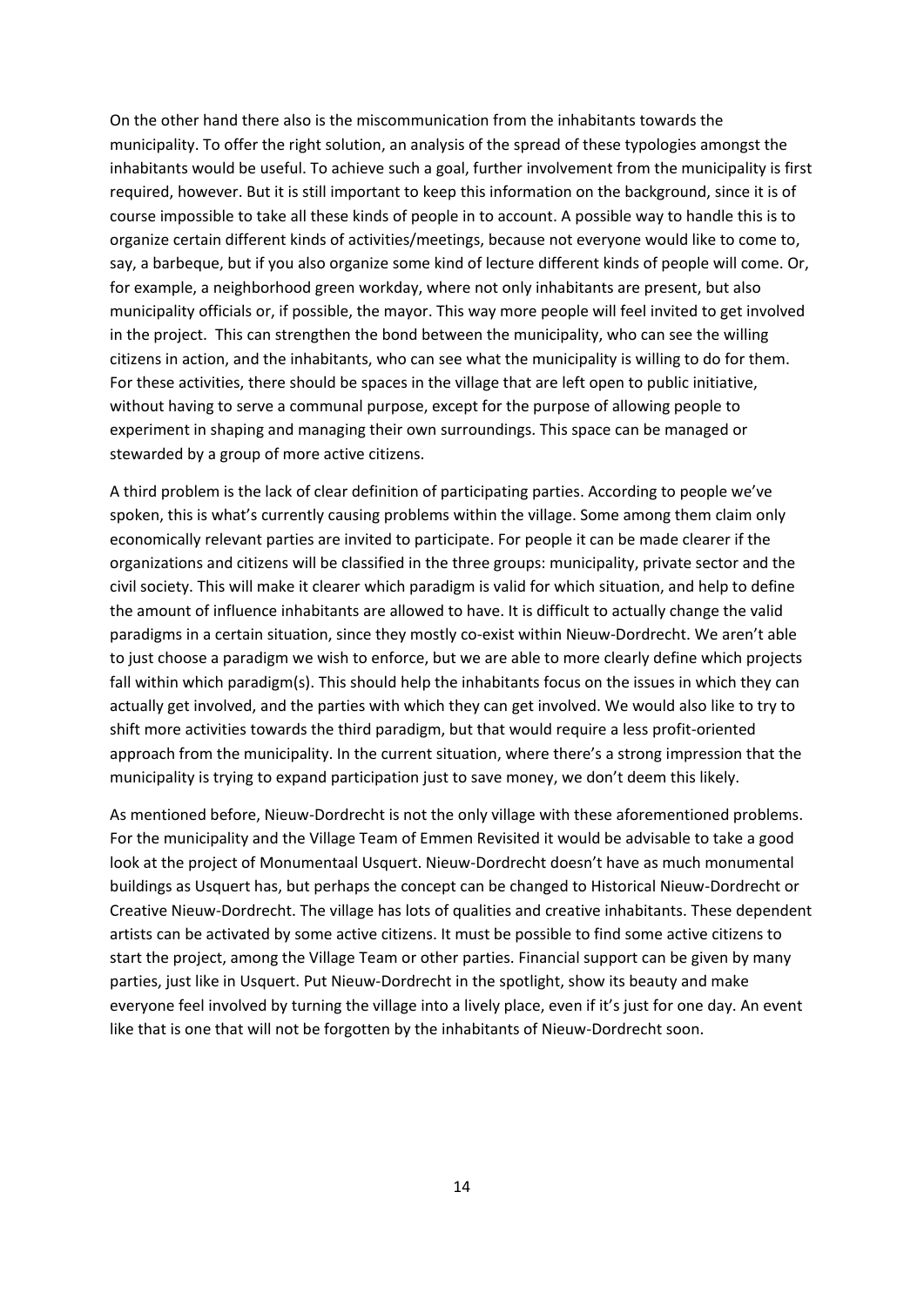On the other hand there also is the miscommunication from the inhabitants towards the municipality. To offer the right solution, an analysis of the spread of these typologies amongst the inhabitants would be useful. To achieve such a goal, further involvement from the municipality is first required, however. But it is still important to keep this information on the background, since it is of course impossible to take all these kinds of people in to account. A possible way to handle this is to organize certain different kinds of activities/meetings, because not everyone would like to come to, say, a barbeque, but if you also organize some kind of lecture different kinds of people will come. Or, for example, a neighborhood green workday, where not only inhabitants are present, but also municipality officials or, if possible, the mayor. This way more people will feel invited to get involved in the project. This can strengthen the bond between the municipality, who can see the willing citizens in action, and the inhabitants, who can see what the municipality is willing to do for them. For these activities, there should be spaces in the village that are left open to public initiative, without having to serve a communal purpose, except for the purpose of allowing people to experiment in shaping and managing their own surroundings. This space can be managed or stewarded by a group of more active citizens.

A third problem is the lack of clear definition of participating parties. According to people we've spoken, this is what's currently causing problems within the village. Some among them claim only economically relevant parties are invited to participate. For people it can be made clearer if the organizations and citizens will be classified in the three groups: municipality, private sector and the civil society. This will make it clearer which paradigm is valid for which situation, and help to define the amount of influence inhabitants are allowed to have. It is difficult to actually change the valid paradigms in a certain situation, since they mostly co-exist within Nieuw-Dordrecht. We aren't able to just choose a paradigm we wish to enforce, but we are able to more clearly define which projects fall within which paradigm(s). This should help the inhabitants focus on the issues in which they can actually get involved, and the parties with which they can get involved. We would also like to try to shift more activities towards the third paradigm, but that would require a less profit-oriented approach from the municipality. In the current situation, where there's a strong impression that the municipality is trying to expand participation just to save money, we don't deem this likely.

As mentioned before, Nieuw-Dordrecht is not the only village with these aforementioned problems. For the municipality and the Village Team of Emmen Revisited it would be advisable to take a good look at the project of Monumentaal Usquert. Nieuw-Dordrecht doesn't have as much monumental buildings as Usquert has, but perhaps the concept can be changed to Historical Nieuw-Dordrecht or Creative Nieuw-Dordrecht. The village has lots of qualities and creative inhabitants. These dependent artists can be activated by some active citizens. It must be possible to find some active citizens to start the project, among the Village Team or other parties. Financial support can be given by many parties, just like in Usquert. Put Nieuw-Dordrecht in the spotlight, show its beauty and make everyone feel involved by turning the village into a lively place, even if it's just for one day. An event like that is one that will not be forgotten by the inhabitants of Nieuw-Dordrecht soon.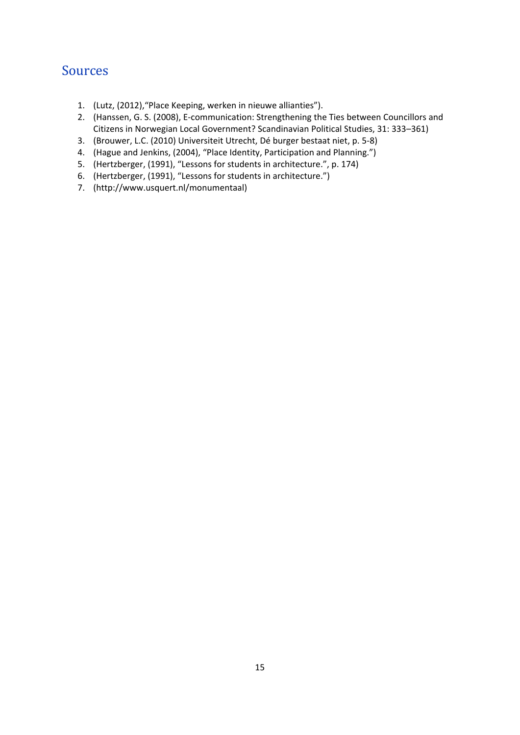## Sources

1. (Lutz, (2012),"Place Keeping, werken in nieuwe allianties").
2. (Hanssen, G. S. (2008), E-communication: Strengthening the Ties between Councillors and Citizens in Norwegian Local Government? Scandinavian Political Studies, 31: 333–361)
3. (Brouwer, L.C. (2010) Universiteit Utrecht, Dé burger bestaat niet, p. 5-8)
4. (Hague and Jenkins, (2004), "Place Identity, Participation and Planning.")
5. (Hertzberger, (1991), "Lessons for students in architecture.", p. 174)
6. (Hertzberger, (1991), "Lessons for students in architecture.")
7. (http://www.usquert.nl/monumentaal)